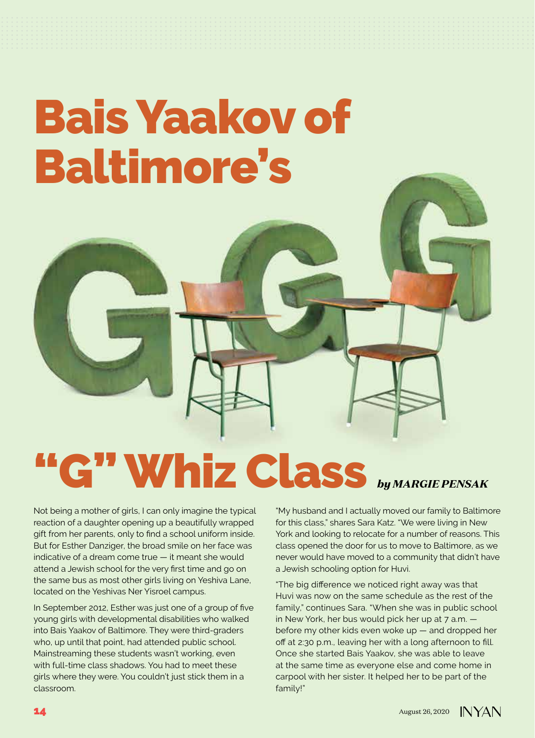# Bais Yaakov of Baltimore's "G" Whiz Class

*by MARGIE PENSAK*

Not being a mother of girls, I can only imagine the typical reaction of a daughter opening up a beautifully wrapped gift from her parents, only to find a school uniform inside. But for Esther Danziger, the broad smile on her face was indicative of a dream come true — it meant she would attend a Jewish school for the very first time and go on the same bus as most other girls living on Yeshiva Lane, located on the Yeshivas Ner Yisroel campus.

In September 2012, Esther was just one of a group of five young girls with developmental disabilities who walked into Bais Yaakov of Baltimore. They were third-graders who, up until that point, had attended public school. Mainstreaming these students wasn't working, even with full-time class shadows. You had to meet these girls where they were. You couldn't just stick them in a classroom.

"My husband and I actually moved our family to Baltimore for this class," shares Sara Katz. "We were living in New York and looking to relocate for a number of reasons. This class opened the door for us to move to Baltimore, as we never would have moved to a community that didn't have a Jewish schooling option for Huvi.

"The big difference we noticed right away was that Huvi was now on the same schedule as the rest of the family," continues Sara. "When she was in public school in New York, her bus would pick her up at 7 a.m. — before my other kids even woke up — and dropped her off at 2:30 p.m., leaving her with a long afternoon to fill. Once she started Bais Yaakov, she was able to leave at the same time as everyone else and come home in carpool with her sister. It helped her to be part of the family!"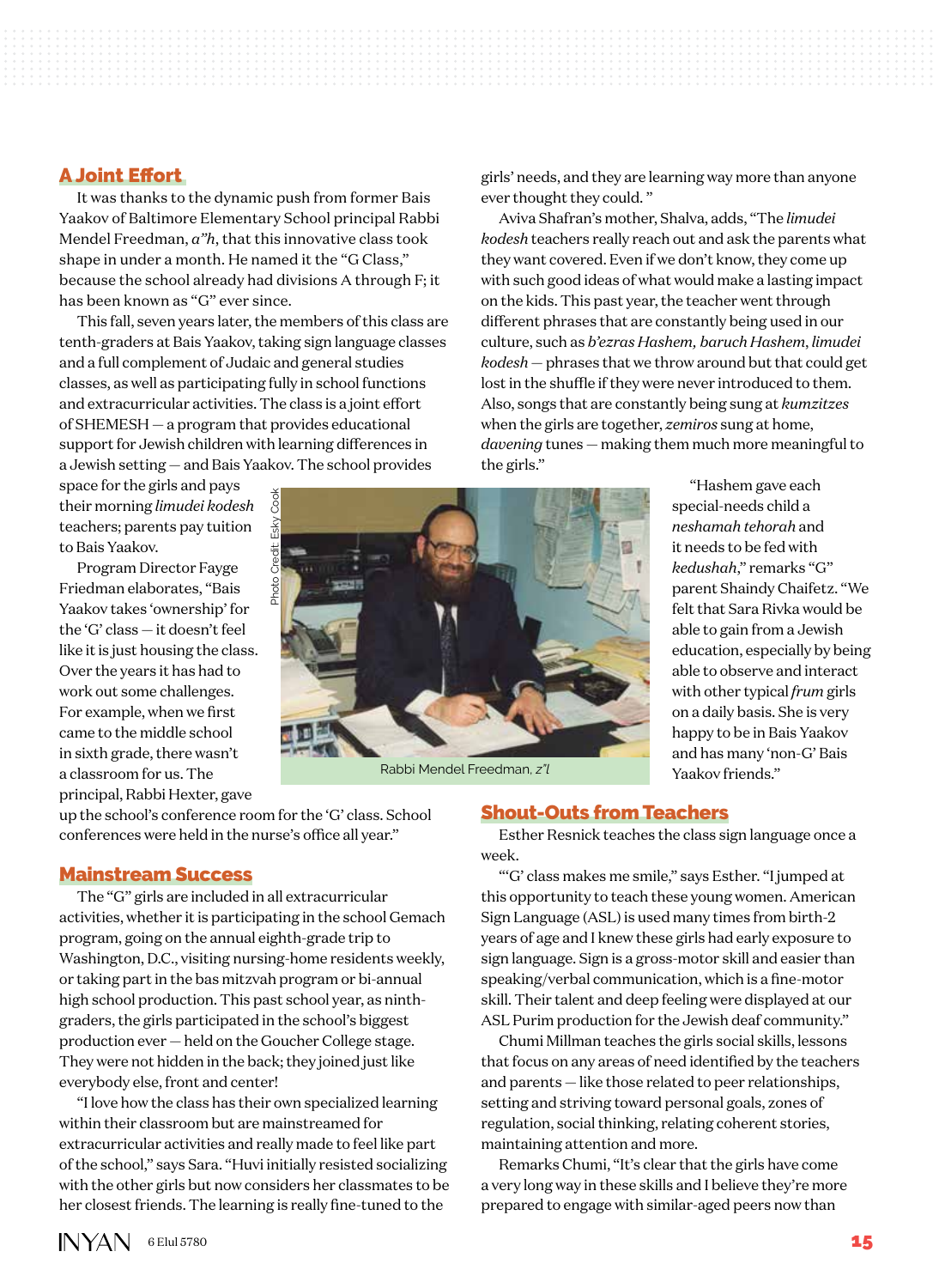## A Joint Effort

It was thanks to the dynamic push from former Bais Yaakov of Baltimore Elementary School principal Rabbi Mendel Freedman, *a"h*, that this innovative class took shape in under a month. He named it the "G Class," because the school already had divisions A through F; it has been known as "G" ever since.

This fall, seven years later, the members of this class are tenth-graders at Bais Yaakov, taking sign language classes and a full complement of Judaic and general studies classes, as well as participating fully in school functions and extracurricular activities. The class is a joint effort of SHEMESH — a program that provides educational support for Jewish children with learning differences in a Jewish setting — and Bais Yaakov. The school provides space for the girls and pays their morning *limudei kodesh* teachers; parents pay tuition to Bais Yaakov.

Program Director Fayge Friedman elaborates, "Bais Yaakov takes 'ownership' for the 'G' class — it doesn't feel like it is just housing the class. Over the years it has had to work out some challenges. For example, when we first came to the middle school in sixth grade, there wasn't a classroom for us. The principal, Rabbi Hexter, gave up the school's conference room for the 'G' class. School conferences were held in the nurse's office all year."

Photo Credit: Esky Cook

Rabbi Mendel Freedman, *z"l*

## Mainstream Success

The "G" girls are included in all extracurricular activities, whether it is participating in the school Gemach program, going on the annual eighth-grade trip to Washington, D.C., visiting nursing-home residents weekly, or taking part in the bas mitzvah program or bi-annual high school production. This past school year, as ninth-graders, the girls participated in the school's biggest production ever — held on the Goucher College stage. They were not hidden in the back; they joined just like everybody else, front and center!

"I love how the class has their own specialized learning within their classroom but are mainstreamed for extracurricular activities and really made to feel like part of the school," says Sara. "Huvi initially resisted socializing with the other girls but now considers her classmates to be her closest friends. The learning is really fine-tuned to the girls' needs, and they are learning way more than anyone ever thought they could."

Aviva Shafran's mother, Shalva, adds, "The *limudei kodesh* teachers really reach out and ask the parents what they want covered. Even if we don't know, they come up with such good ideas of what would make a lasting impact on the kids. This past year, the teacher went through different phrases that are constantly being used in our culture, such as *b'ezras Hashem, baruch Hashem, limudei kodesh* — phrases that we throw around but that could get lost in the shuffle if they were never introduced to them. Also, songs that are constantly being sung at *kumzitzes* when the girls are together, *zemiros* sung at home, *davening* tunes — making them much more meaningful to the girls."

"Hashem gave each special-needs child a *neshamah tehorah* and it needs to be fed with *kedushah*," remarks "G" parent Shaindy Chaifetz. "We felt that Sara Rivka would be able to gain from a Jewish education, especially by being able to observe and interact with other typical *frum* girls on a daily basis. She is very happy to be in Bais Yaakov and has many 'non-G' Bais Yaakov friends."

## Shout-Outs from Teachers

Esther Resnick teaches the class sign language once a week.

"'G' class makes me smile," says Esther. "I jumped at this opportunity to teach these young women. American Sign Language (ASL) is used many times from birth-2 years of age and I knew these girls had early exposure to sign language. Sign is a gross-motor skill and easier than speaking/verbal communication, which is a fine-motor skill. Their talent and deep feeling were displayed at our ASL Purim production for the Jewish deaf community."

Chumi Millman teaches the girls social skills, lessons that focus on any areas of need identified by the teachers and parents — like those related to peer relationships, setting and striving toward personal goals, zones of regulation, social thinking, relating coherent stories, maintaining attention and more.

Remarks Chumi, "It's clear that the girls have come a very long way in these skills and I believe they're more prepared to engage with similar-aged peers now than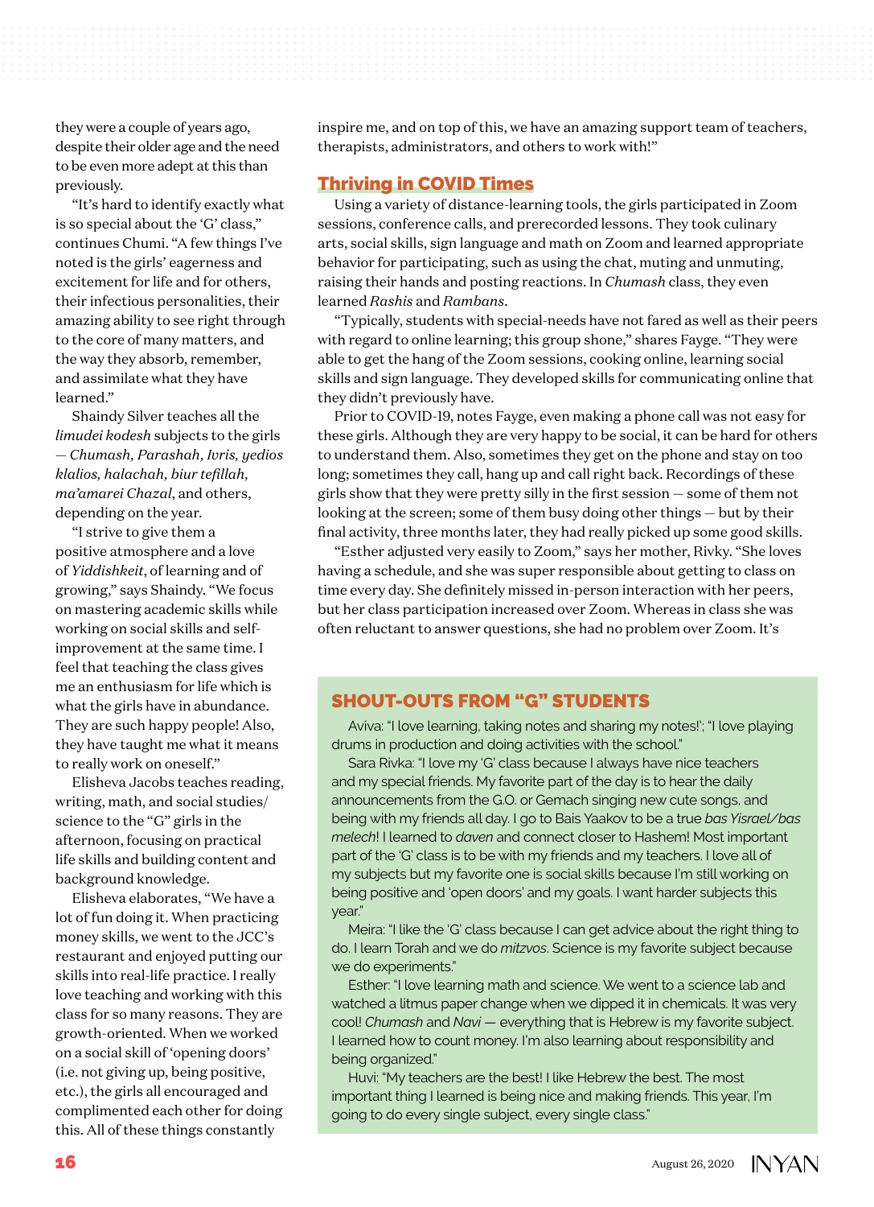they were a couple of years ago, despite their older age and the need to be even more adept at this than previously.

"It's hard to identify exactly what is so special about the 'G' class," continues Chumi. "A few things I've noted is the girls' eagerness and excitement for life and for others, their infectious personalities, their amazing ability to see right through to the core of many matters, and the way they absorb, remember, and assimilate what they have learned."

Shaindy Silver teaches all the *limudei kodesh* subjects to the girls — *Chumash, Parashah, Ivris, yedios klalios, halachah, biur tefillah, ma'amarei Chazal*, and others, depending on the year.

"I strive to give them a positive atmosphere and a love of *Yiddishkeit*, of learning and of growing," says Shaindy. "We focus on mastering academic skills while working on social skills and self-improvement at the same time. I feel that teaching the class gives me an enthusiasm for life which is what the girls have in abundance. They are such happy people! Also, they have taught me what it means to really work on oneself."

Elisheva Jacobs teaches reading, writing, math, and social studies/science to the "G" girls in the afternoon, focusing on practical life skills and building content and background knowledge.

Elisheva elaborates, "We have a lot of fun doing it. When practicing money skills, we went to the JCC's restaurant and enjoyed putting our skills into real-life practice. I really love teaching and working with this class for so many reasons. They are growth-oriented. When we worked on a social skill of 'opening doors' (i.e. not giving up, being positive, etc.), the girls all encouraged and complimented each other for doing this. All of these things constantly inspire me, and on top of this, we have an amazing support team of teachers, therapists, administrators, and others to work with!"

## Thriving in COVID Times

Using a variety of distance-learning tools, the girls participated in Zoom sessions, conference calls, and prerecorded lessons. They took culinary arts, social skills, sign language and math on Zoom and learned appropriate behavior for participating, such as using the chat, muting and unmuting, raising their hands and posting reactions. In *Chumash* class, they even learned *Rashis* and *Rambans*.

"Typically, students with special-needs have not fared as well as their peers with regard to online learning; this group shone," shares Fayge. "They were able to get the hang of the Zoom sessions, cooking online, learning social skills and sign language. They developed skills for communicating online that they didn't previously have.

Prior to COVID-19, notes Fayge, even making a phone call was not easy for these girls. Although they are very happy to be social, it can be hard for others to understand them. Also, sometimes they get on the phone and stay on too long; sometimes they call, hang up and call right back. Recordings of these girls show that they were pretty silly in the first session — some of them not looking at the screen; some of them busy doing other things — but by their final activity, three months later, they had really picked up some good skills.

"Esther adjusted very easily to Zoom," says her mother, Rivky. "She loves having a schedule, and she was super responsible about getting to class on time every day. She definitely missed in-person interaction with her peers, but her class participation increased over Zoom. Whereas in class she was often reluctant to answer questions, she had no problem over Zoom. It's

## SHOUT-OUTS FROM "G" STUDENTS

Aviva: "I love learning, taking notes and sharing my notes!'; "I love playing drums in production and doing activities with the school."

Sara Rivka: "I love my 'G' class because I always have nice teachers and my special friends. My favorite part of the day is to hear the daily announcements from the G.O. or Gemach singing new cute songs, and being with my friends all day. I go to Bais Yaakov to be a true *bas Yisrael/bas melech*! I learned to *daven* and connect closer to Hashem! Most important part of the 'G' class is to be with my friends and my teachers. I love all of my subjects but my favorite one is social skills because I'm still working on being positive and 'open doors' and my goals. I want harder subjects this year."

Meira: "I like the 'G' class because I can get advice about the right thing to do. I learn Torah and we do *mitzvos*. Science is my favorite subject because we do experiments."

Esther: "I love learning math and science. We went to a science lab and watched a litmus paper change when we dipped it in chemicals. It was very cool! *Chumash* and *Navi* — everything that is Hebrew is my favorite subject. I learned how to count money. I'm also learning about responsibility and being organized."

Huvi: "My teachers are the best! I like Hebrew the best. The most important thing I learned is being nice and making friends. This year, I'm going to do every single subject, every single class."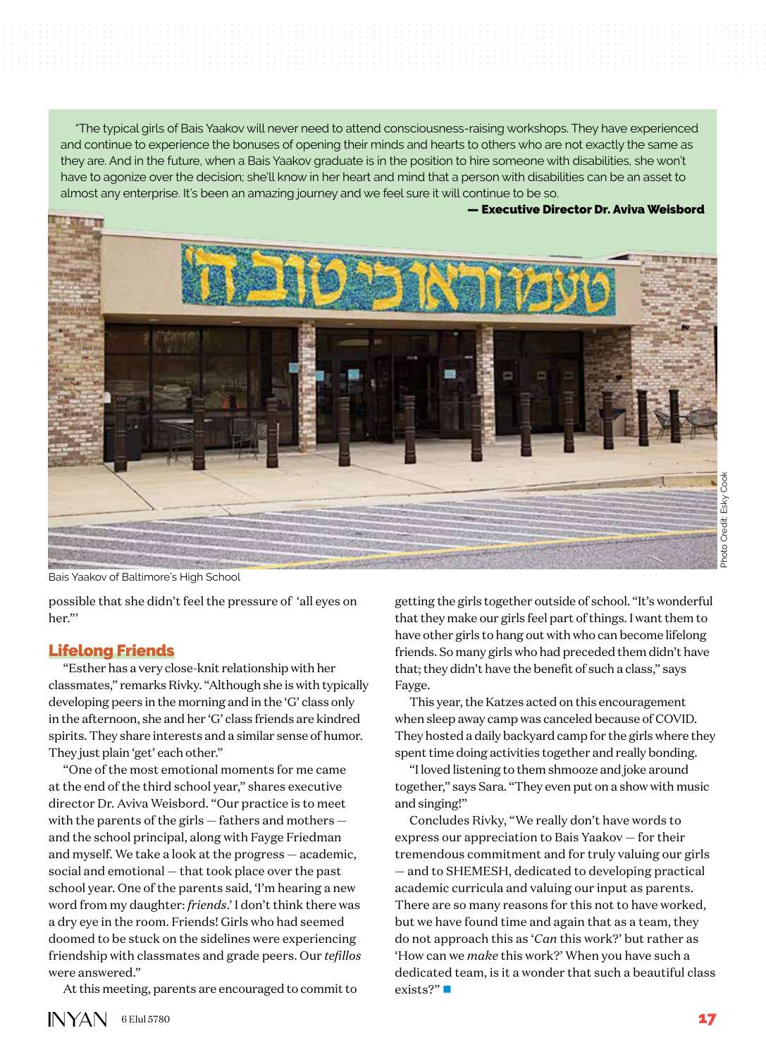"The typical girls of Bais Yaakov will never need to attend consciousness-raising workshops. They have experienced and continue to experience the bonuses of opening their minds and hearts to others who are not exactly the same as they are. And in the future, when a Bais Yaakov graduate is in the position to hire someone with disabilities, she won't have to agonize over the decision; she'll know in her heart and mind that a person with disabilities can be an asset to almost any enterprise. It's been an amazing journey and we feel sure it will continue to be so.

**— Executive Director Dr. Aviva Weisbord**

Photo Credit: Esky Cook

Bais Yaakov of Baltimore's High School

possible that she didn't feel the pressure of 'all eyes on her.'"'

## Lifelong Friends

"Esther has a very close-knit relationship with her classmates," remarks Rivky. "Although she is with typically developing peers in the morning and in the 'G' class only in the afternoon, she and her 'G' class friends are kindred spirits. They share interests and a similar sense of humor. They just plain 'get' each other."

"One of the most emotional moments for me came at the end of the third school year," shares executive director Dr. Aviva Weisbord. "Our practice is to meet with the parents of the girls — fathers and mothers — and the school principal, along with Fayge Friedman and myself. We take a look at the progress — academic, social and emotional — that took place over the past school year. One of the parents said, 'I'm hearing a new word from my daughter: *friends*.' I don't think there was a dry eye in the room. Friends! Girls who had seemed doomed to be stuck on the sidelines were experiencing friendship with classmates and grade peers. Our *tefillos* were answered."

At this meeting, parents are encouraged to commit to getting the girls together outside of school. "It's wonderful that they make our girls feel part of things. I want them to have other girls to hang out with who can become lifelong friends. So many girls who had preceded them didn't have that; they didn't have the benefit of such a class," says Fayge.

This year, the Katzes acted on this encouragement when sleep away camp was canceled because of COVID. They hosted a daily backyard camp for the girls where they spent time doing activities together and really bonding.

"I loved listening to them shmooze and joke around together," says Sara. "They even put on a show with music and singing!"

Concludes Rivky, "We really don't have words to express our appreciation to Bais Yaakov — for their tremendous commitment and for truly valuing our girls — and to SHEMESH, dedicated to developing practical academic curricula and valuing our input as parents. There are so many reasons for this not to have worked, but we have found time and again that as a team, they do not approach this as '*Can* this work?' but rather as 'How can we *make* this work?' When you have such a dedicated team, is it a wonder that such a beautiful class exists?" ■